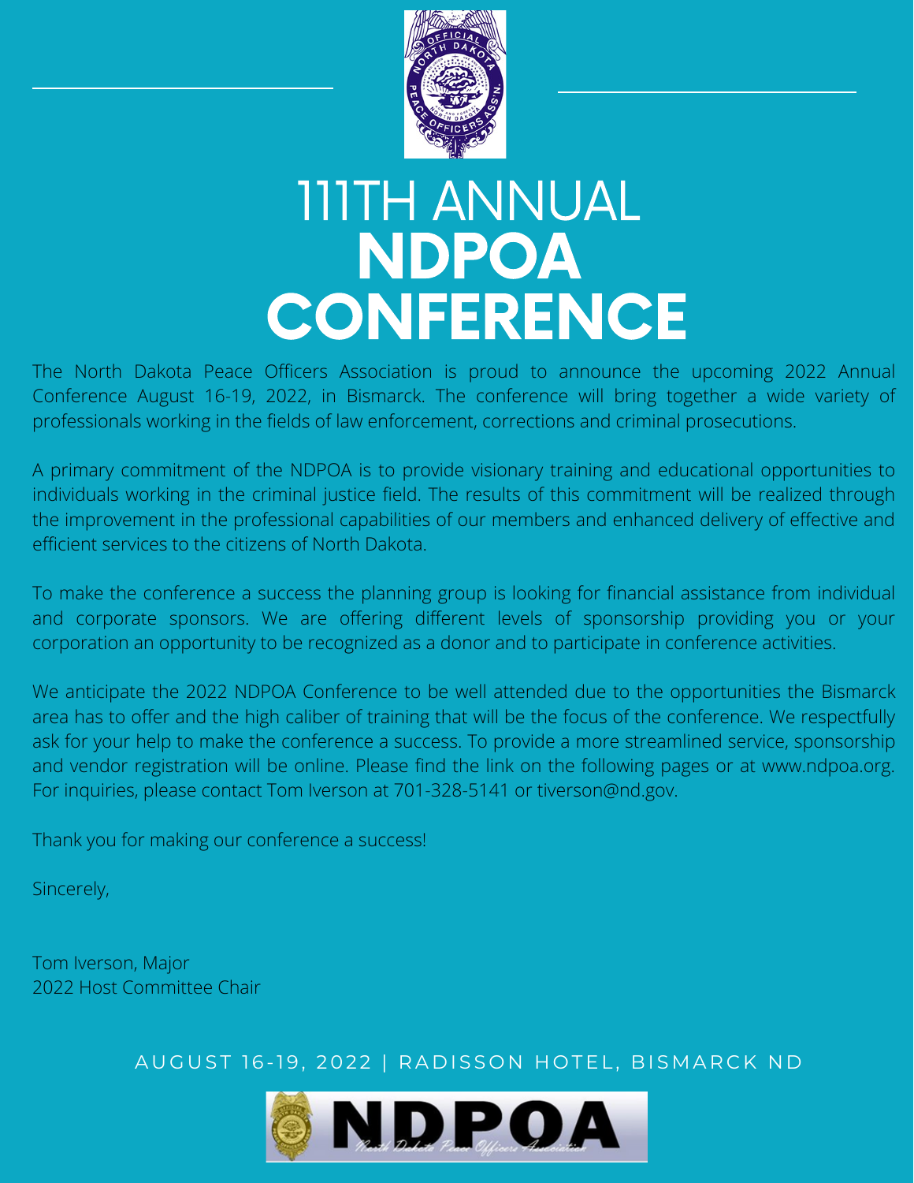# 111TH ANNUAL **NDPOA CONFERENCE**

The North Dakota Peace Officers Association is proud to announce the upcoming 2022 Annual Conference August 16-19, 2022, in Bismarck. The conference will bring together a wide variety of professionals working in the fields of law enforcement, corrections and criminal prosecutions.

A primary commitment of the NDPOA is to provide visionary training and educational opportunities to individuals working in the criminal justice field. The results of this commitment will be realized through the improvement in the professional capabilities of our members and enhanced delivery of effective and efficient services to the citizens of North Dakota.

To make the conference a success the planning group is looking for financial assistance from individual and corporate sponsors. We are offering different levels of sponsorship providing you or your corporation an opportunity to be recognized as a donor and to participate in conference activities.

We anticipate the 2022 NDPOA Conference to be well attended due to the opportunities the Bismarck area has to offer and the high caliber of training that will be the focus of the conference. We respectfully ask for your help to make the conference a success. To provide a more streamlined service, sponsorship and vendor registration will be online. Please find the link on the following pages or at www.ndpoa.org. For inquiries, please contact Tom Iverson at 701-328-5141 or tiverson@nd.gov.

Thank you for making our conference a success!

Sincerely,

Tom Iverson, Major
2022 Host Committee Chair

AUGUST 16-19, 2022 | RADISSON HOTEL, BISMARCK ND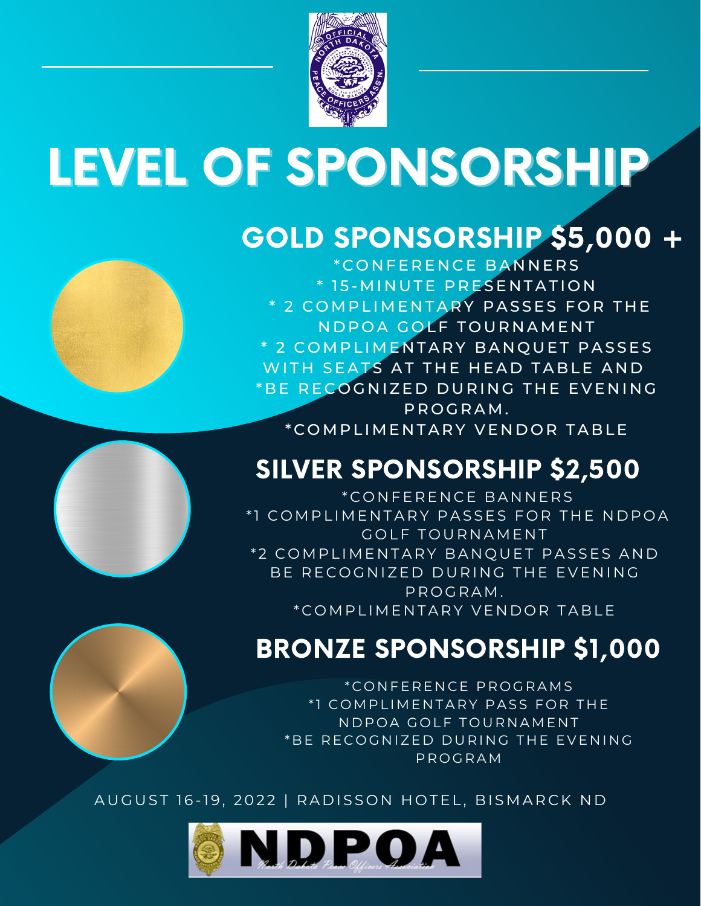# LEVEL OF SPONSORSHIP

## GOLD SPONSORSHIP $5,000 +

*CONFERENCE BANNERS
* 15-MINUTE PRESENTATION
* 2 COMPLIMENTARY PASSES FOR THE NDPOA GOLF TOURNAMENT
* 2 COMPLIMENTARY BANQUET PASSES WITH SEATS AT THE HEAD TABLE AND
*BE RECOGNIZED DURING THE EVENING PROGRAM.
*COMPLIMENTARY VENDOR TABLE

## SILVER SPONSORSHIP $2,500

*CONFERENCE BANNERS
*1 COMPLIMENTARY PASSES FOR THE NDPOA GOLF TOURNAMENT
*2 COMPLIMENTARY BANQUET PASSES AND BE RECOGNIZED DURING THE EVENING PROGRAM.
*COMPLIMENTARY VENDOR TABLE

## BRONZE SPONSORSHIP $1,000

*CONFERENCE PROGRAMS
*1 COMPLIMENTARY PASS FOR THE NDPOA GOLF TOURNAMENT
*BE RECOGNIZED DURING THE EVENING PROGRAM

AUGUST 16-19, 2022 | RADISSON HOTEL, BISMARCK ND

NDPOA
North Dakota Peace Officers Association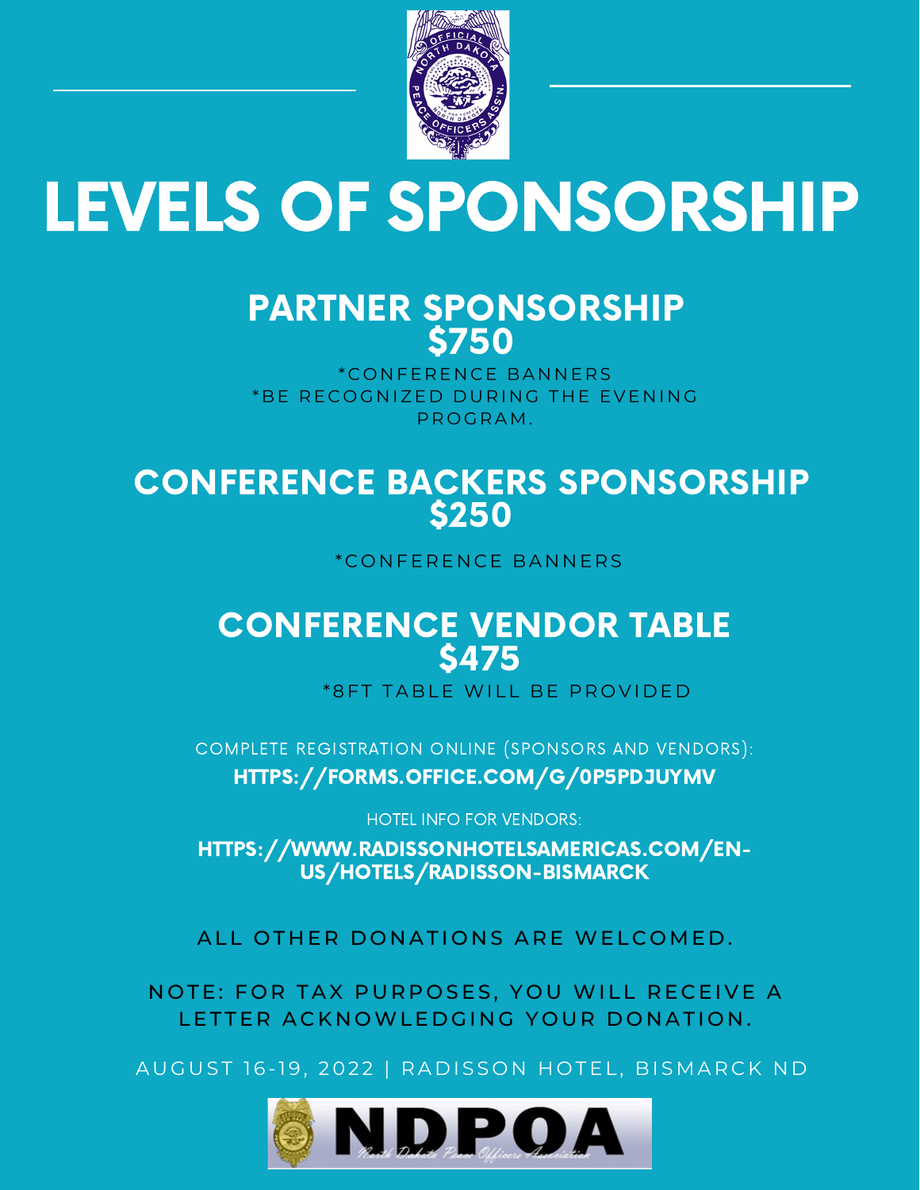# LEVELS OF SPONSORSHIP

## PARTNER SPONSORSHIP $750

*CONFERENCE BANNERS
*BE RECOGNIZED DURING THE EVENING PROGRAM.

## CONFERENCE BACKERS SPONSORSHIP $250

*CONFERENCE BANNERS

## CONFERENCE VENDOR TABLE $475

*8FT TABLE WILL BE PROVIDED

COMPLETE REGISTRATION ONLINE (SPONSORS AND VENDORS):

**HTTPS://FORMS.OFFICE.COM/G/0P5PDJUYMV**

HOTEL INFO FOR VENDORS:

**HTTPS://WWW.RADISSONHOTELSAMERICAS.COM/EN-US/HOTELS/RADISSON-BISMARCK**

ALL OTHER DONATIONS ARE WELCOMED.

NOTE: FOR TAX PURPOSES, YOU WILL RECEIVE A LETTER ACKNOWLEDGING YOUR DONATION.

AUGUST 16-19, 2022 | RADISSON HOTEL, BISMARCK ND

NDPOA

North Dakota Peace Officers Association